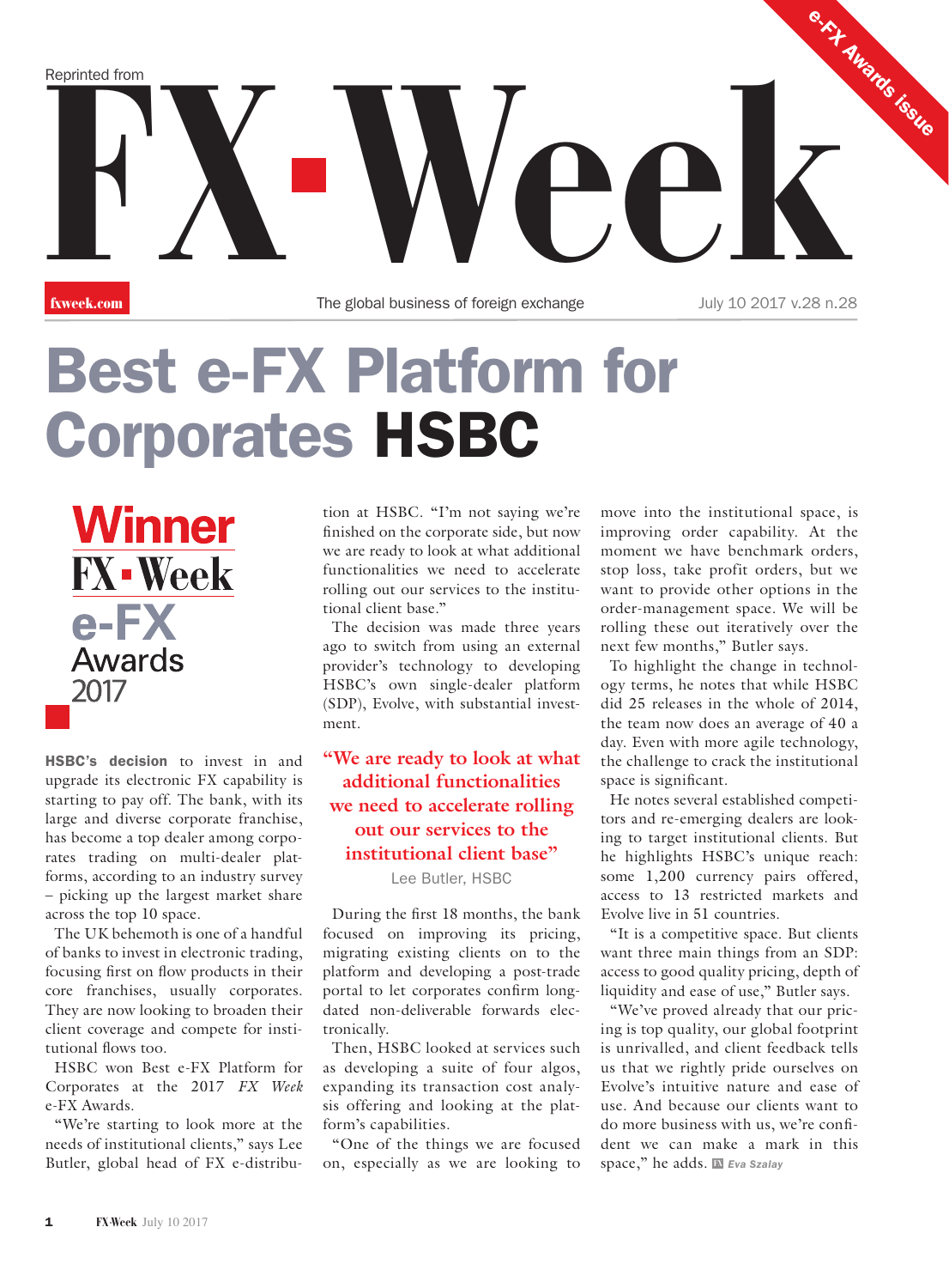Reprinted from

# FX-Week

e-FX Awards issue

fxweek.com

The global business of foreign exchange

July 10 2017 v.28 n.28

# Best e-FX Platform for Corporates HSBC

**Winner**
**FX-Week e-FX Awards 2017**

**HSBC's decision** to invest in and upgrade its electronic FX capability is starting to pay off. The bank, with its large and diverse corporate franchise, has become a top dealer among corporates trading on multi-dealer platforms, according to an industry survey – picking up the largest market share across the top 10 space.

The UK behemoth is one of a handful of banks to invest in electronic trading, focusing first on flow products in their core franchises, usually corporates. They are now looking to broaden their client coverage and compete for institutional flows too.

HSBC won Best e-FX Platform for Corporates at the 2017 *FX Week* e-FX Awards.

"We're starting to look more at the needs of institutional clients," says Lee Butler, global head of FX e-distribution at HSBC. "I'm not saying we're finished on the corporate side, but now we are ready to look at what additional functionalities we need to accelerate rolling out our services to the institutional client base."

The decision was made three years ago to switch from using an external provider's technology to developing HSBC's own single-dealer platform (SDP), Evolve, with substantial investment.

> "We are ready to look at what additional functionalities we need to accelerate rolling out our services to the institutional client base"
>
> Lee Butler, HSBC

During the first 18 months, the bank focused on improving its pricing, migrating existing clients on to the platform and developing a post-trade portal to let corporates confirm long-dated non-deliverable forwards electronically.

Then, HSBC looked at services such as developing a suite of four algos, expanding its transaction cost analysis offering and looking at the platform's capabilities.

"One of the things we are focused on, especially as we are looking to move into the institutional space, is improving order capability. At the moment we have benchmark orders, stop loss, take profit orders, but we want to provide other options in the order-management space. We will be rolling these out iteratively over the next few months," Butler says.

To highlight the change in technology terms, he notes that while HSBC did 25 releases in the whole of 2014, the team now does an average of 40 a day. Even with more agile technology, the challenge to crack the institutional space is significant.

He notes several established competitors and re-emerging dealers are looking to target institutional clients. But he highlights HSBC's unique reach: some 1,200 currency pairs offered, access to 13 restricted markets and Evolve live in 51 countries.

"It is a competitive space. But clients want three main things from an SDP: access to good quality pricing, depth of liquidity and ease of use," Butler says.

"We've proved already that our pricing is top quality, our global footprint is unrivalled, and client feedback tells us that we rightly pride ourselves on Evolve's intuitive nature and ease of use. And because our clients want to do more business with us, we're confident we can make a mark in this space," he adds. *Eva Szalay*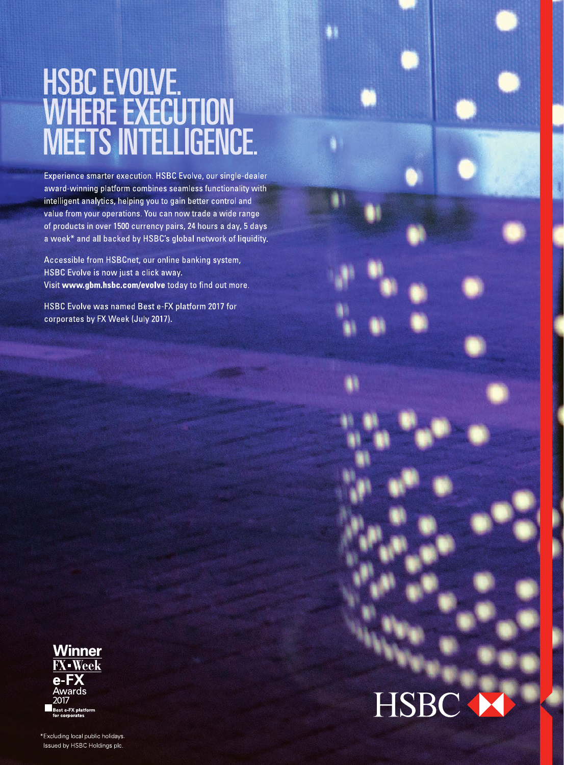# HSBC EVOLVE. WHERE EXECUTION MEETS INTELLIGENCE.

Experience smarter execution. HSBC Evolve, our single-dealer award-winning platform combines seamless functionality with intelligent analytics, helping you to gain better control and value from your operations. You can now trade a wide range of products in over 1500 currency pairs, 24 hours a day, 5 days a week* and all backed by HSBC's global network of liquidity.

Accessible from HSBCnet, our online banking system, HSBC Evolve is now just a click away. Visit **www.gbm.hsbc.com/evolve** today to find out more.

HSBC Evolve was named Best e-FX platform 2017 for corporates by FX Week (July 2017).

Winner
FX-Week
e-FX
Awards
2017
Best e-FX platform for corporates

HSBC

*Excluding local public holidays.
Issued by HSBC Holdings plc.